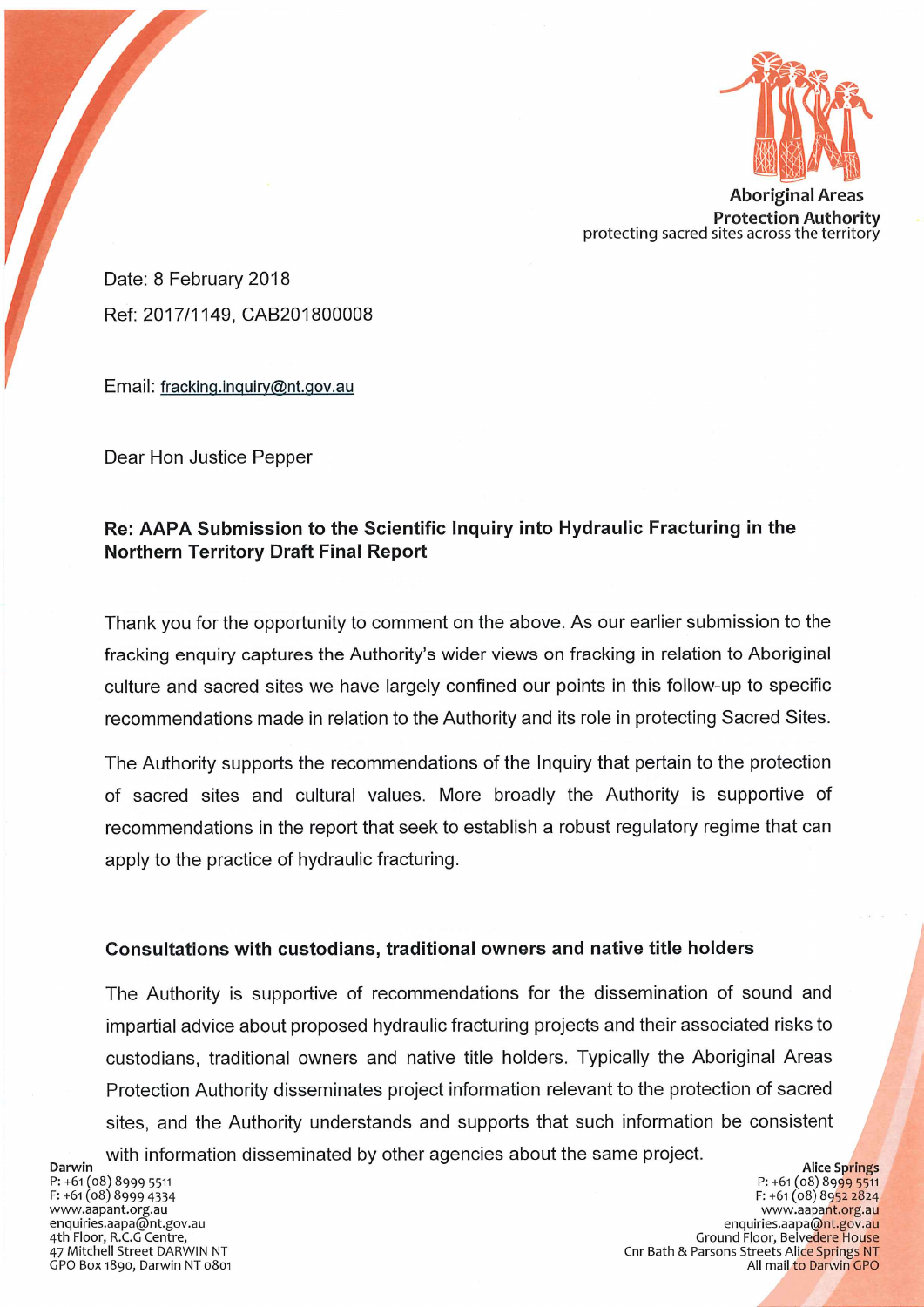**Aboriginal Areas Protection Authority**
protecting sacred sites across the territory

Date: 8 February 2018

Ref: 2017/1149, CAB201800008

Email: fracking.inquiry@nt.gov.au

Dear Hon Justice Pepper

**Re: AAPA Submission to the Scientific Inquiry into Hydraulic Fracturing in the Northern Territory Draft Final Report**

Thank you for the opportunity to comment on the above. As our earlier submission to the fracking enquiry captures the Authority's wider views on fracking in relation to Aboriginal culture and sacred sites we have largely confined our points in this follow-up to specific recommendations made in relation to the Authority and its role in protecting Sacred Sites.

The Authority supports the recommendations of the Inquiry that pertain to the protection of sacred sites and cultural values. More broadly the Authority is supportive of recommendations in the report that seek to establish a robust regulatory regime that can apply to the practice of hydraulic fracturing.

## Consultations with custodians, traditional owners and native title holders

The Authority is supportive of recommendations for the dissemination of sound and impartial advice about proposed hydraulic fracturing projects and their associated risks to custodians, traditional owners and native title holders. Typically the Aboriginal Areas Protection Authority disseminates project information relevant to the protection of sacred sites, and the Authority understands and supports that such information be consistent with information disseminated by other agencies about the same project.

**Darwin**
P: +61 (08) 8999 5511
F: +61 (08) 8999 4334
www.aapant.org.au
enquiries.aapa@nt.gov.au
4th Floor, R.C.G Centre,
47 Mitchell Street DARWIN NT
GPO Box 1890, Darwin NT 0801

**Alice Springs**
P: +61 (08) 8999 5511
F: +61 (08) 8952 2824
www.aapant.org.au
enquiries.aapa@nt.gov.au
Ground Floor, Belvedere House
Cnr Bath & Parsons Streets Alice Springs NT
All mail to Darwin GPO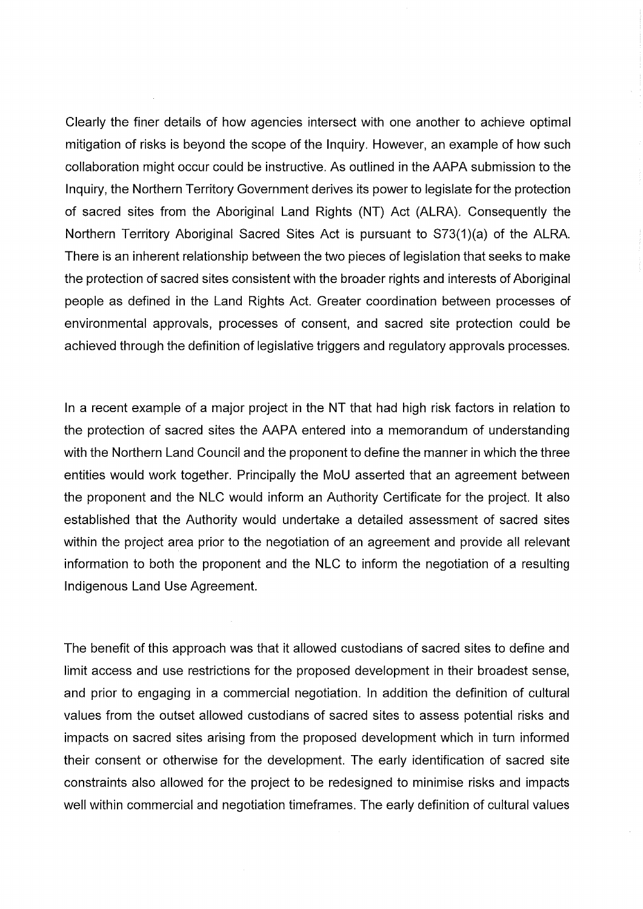Clearly the finer details of how agencies intersect with one another to achieve optimal mitigation of risks is beyond the scope of the Inquiry. However, an example of how such collaboration might occur could be instructive. As outlined in the AAPA submission to the Inquiry, the Northern Territory Government derives its power to legislate for the protection of sacred sites from the Aboriginal Land Rights (NT) Act (ALRA). Consequently the Northern Territory Aboriginal Sacred Sites Act is pursuant to S73(1)(a) of the ALRA. There is an inherent relationship between the two pieces of legislation that seeks to make the protection of sacred sites consistent with the broader rights and interests of Aboriginal people as defined in the Land Rights Act. Greater coordination between processes of environmental approvals, processes of consent, and sacred site protection could be achieved through the definition of legislative triggers and regulatory approvals processes.

In a recent example of a major project in the NT that had high risk factors in relation to the protection of sacred sites the AAPA entered into a memorandum of understanding with the Northern Land Council and the proponent to define the manner in which the three entities would work together. Principally the MoU asserted that an agreement between the proponent and the NLC would inform an Authority Certificate for the project. It also established that the Authority would undertake a detailed assessment of sacred sites within the project area prior to the negotiation of an agreement and provide all relevant information to both the proponent and the NLC to inform the negotiation of a resulting Indigenous Land Use Agreement.

The benefit of this approach was that it allowed custodians of sacred sites to define and limit access and use restrictions for the proposed development in their broadest sense, and prior to engaging in a commercial negotiation. In addition the definition of cultural values from the outset allowed custodians of sacred sites to assess potential risks and impacts on sacred sites arising from the proposed development which in turn informed their consent or otherwise for the development. The early identification of sacred site constraints also allowed for the project to be redesigned to minimise risks and impacts well within commercial and negotiation timeframes. The early definition of cultural values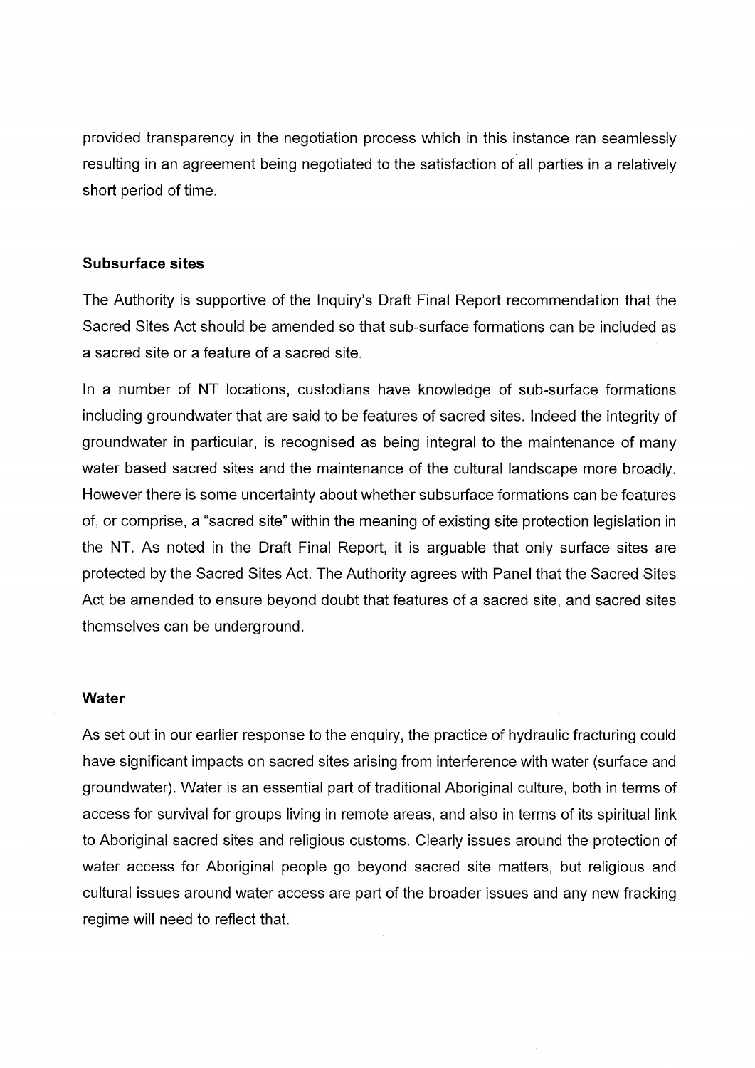provided transparency in the negotiation process which in this instance ran seamlessly resulting in an agreement being negotiated to the satisfaction of all parties in a relatively short period of time.

**Subsurface sites**

The Authority is supportive of the Inquiry's Draft Final Report recommendation that the Sacred Sites Act should be amended so that sub-surface formations can be included as a sacred site or a feature of a sacred site.

In a number of NT locations, custodians have knowledge of sub-surface formations including groundwater that are said to be features of sacred sites. Indeed the integrity of groundwater in particular, is recognised as being integral to the maintenance of many water based sacred sites and the maintenance of the cultural landscape more broadly. However there is some uncertainty about whether subsurface formations can be features of, or comprise, a "sacred site" within the meaning of existing site protection legislation in the NT. As noted in the Draft Final Report, it is arguable that only surface sites are protected by the Sacred Sites Act. The Authority agrees with Panel that the Sacred Sites Act be amended to ensure beyond doubt that features of a sacred site, and sacred sites themselves can be underground.

**Water**

As set out in our earlier response to the enquiry, the practice of hydraulic fracturing could have significant impacts on sacred sites arising from interference with water (surface and groundwater). Water is an essential part of traditional Aboriginal culture, both in terms of access for survival for groups living in remote areas, and also in terms of its spiritual link to Aboriginal sacred sites and religious customs. Clearly issues around the protection of water access for Aboriginal people go beyond sacred site matters, but religious and cultural issues around water access are part of the broader issues and any new fracking regime will need to reflect that.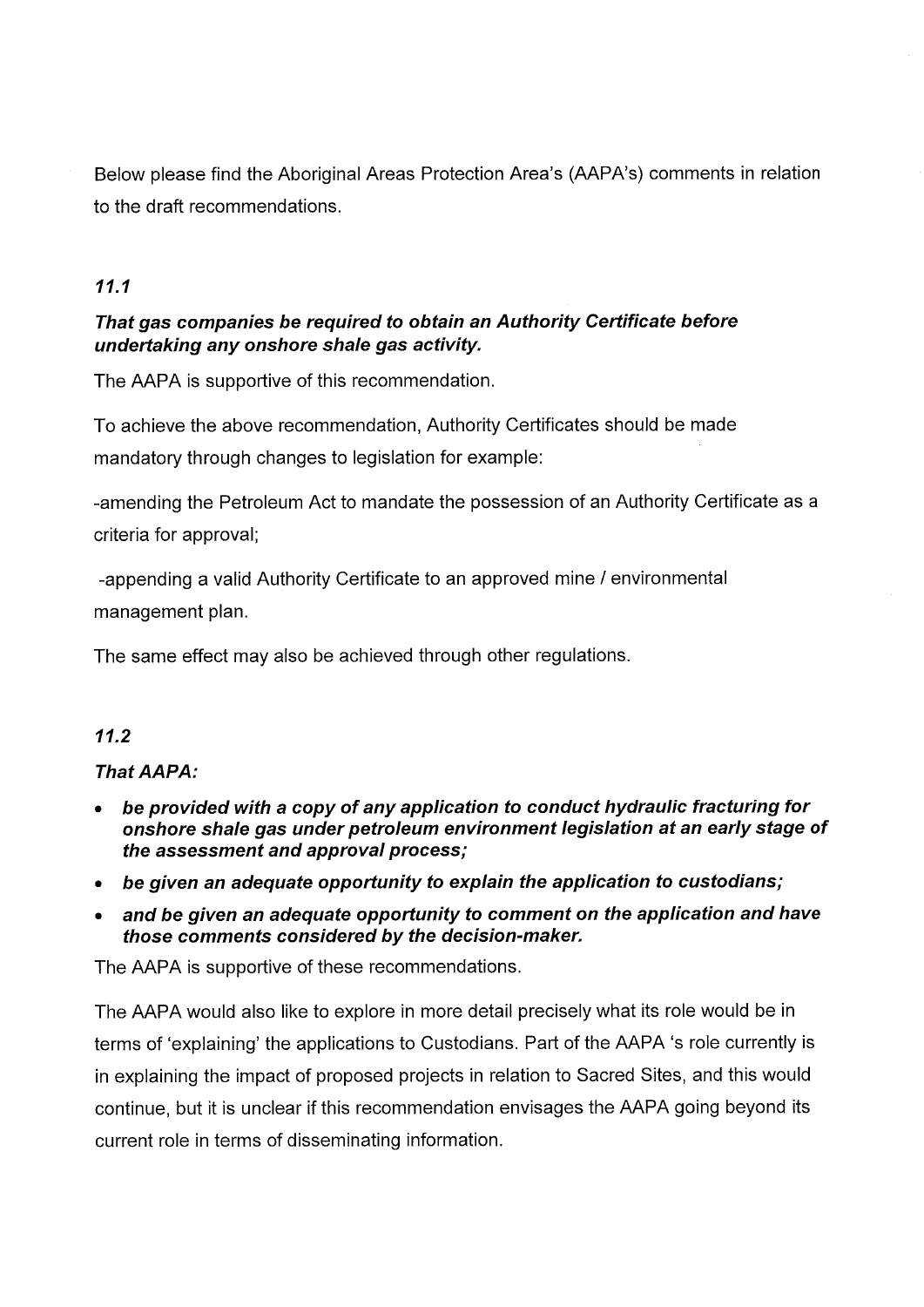Below please find the Aboriginal Areas Protection Area's (AAPA's) comments in relation to the draft recommendations.

### *11.1*

***That gas companies be required to obtain an Authority Certificate before undertaking any onshore shale gas activity.***

The AAPA is supportive of this recommendation.

To achieve the above recommendation, Authority Certificates should be made mandatory through changes to legislation for example:

-amending the Petroleum Act to mandate the possession of an Authority Certificate as a criteria for approval;

-appending a valid Authority Certificate to an approved mine / environmental management plan.

The same effect may also be achieved through other regulations.

### *11.2*

***That AAPA:***

- ***be provided with a copy of any application to conduct hydraulic fracturing for onshore shale gas under petroleum environment legislation at an early stage of the assessment and approval process;***
- ***be given an adequate opportunity to explain the application to custodians;***
- ***and be given an adequate opportunity to comment on the application and have those comments considered by the decision-maker.***

The AAPA is supportive of these recommendations.

The AAPA would also like to explore in more detail precisely what its role would be in terms of 'explaining' the applications to Custodians. Part of the AAPA 's role currently is in explaining the impact of proposed projects in relation to Sacred Sites, and this would continue, but it is unclear if this recommendation envisages the AAPA going beyond its current role in terms of disseminating information.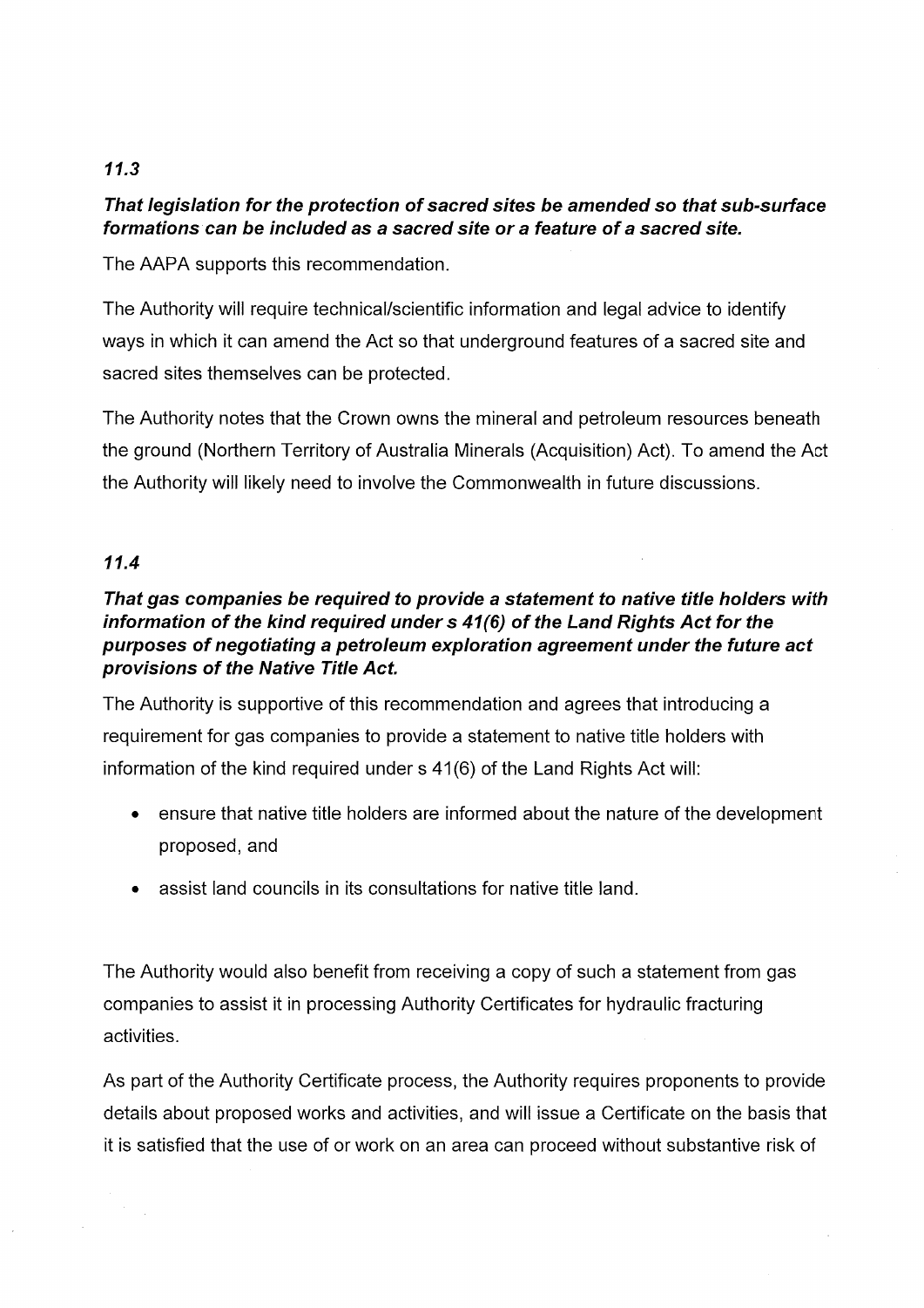### *11.3*

***That legislation for the protection of sacred sites be amended so that sub-surface formations can be included as a sacred site or a feature of a sacred site.***

The AAPA supports this recommendation.

The Authority will require technical/scientific information and legal advice to identify ways in which it can amend the Act so that underground features of a sacred site and sacred sites themselves can be protected.

The Authority notes that the Crown owns the mineral and petroleum resources beneath the ground (Northern Territory of Australia Minerals (Acquisition) Act). To amend the Act the Authority will likely need to involve the Commonwealth in future discussions.

### *11.4*

***That gas companies be required to provide a statement to native title holders with information of the kind required under s 41(6) of the Land Rights Act for the purposes of negotiating a petroleum exploration agreement under the future act provisions of the Native Title Act.***

The Authority is supportive of this recommendation and agrees that introducing a requirement for gas companies to provide a statement to native title holders with information of the kind required under s 41(6) of the Land Rights Act will:

- ensure that native title holders are informed about the nature of the development proposed, and
- assist land councils in its consultations for native title land.

The Authority would also benefit from receiving a copy of such a statement from gas companies to assist it in processing Authority Certificates for hydraulic fracturing activities.

As part of the Authority Certificate process, the Authority requires proponents to provide details about proposed works and activities, and will issue a Certificate on the basis that it is satisfied that the use of or work on an area can proceed without substantive risk of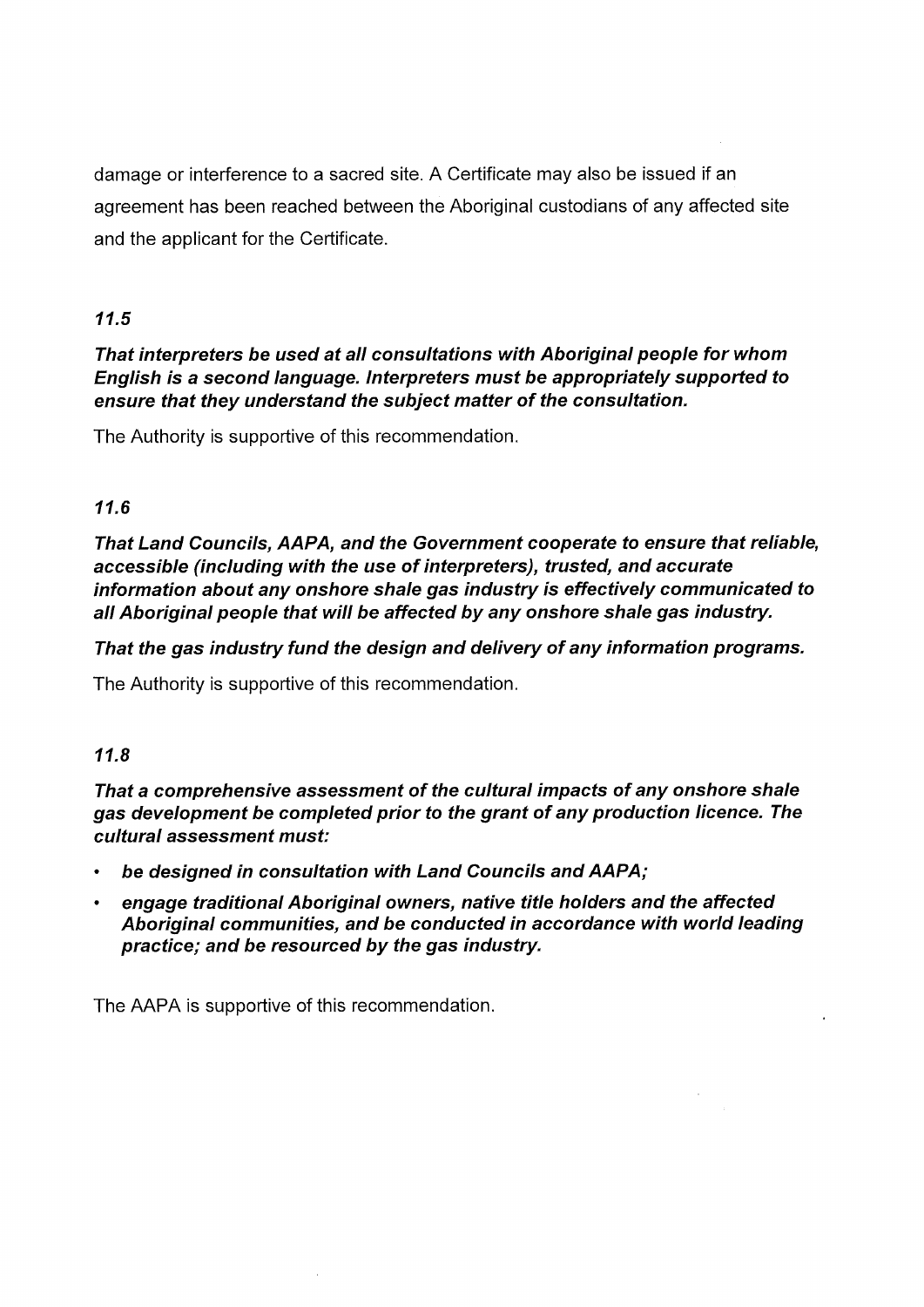damage or interference to a sacred site. A Certificate may also be issued if an agreement has been reached between the Aboriginal custodians of any affected site and the applicant for the Certificate.

### *11.5*

***That interpreters be used at all consultations with Aboriginal people for whom English is a second language. Interpreters must be appropriately supported to ensure that they understand the subject matter of the consultation.***

The Authority is supportive of this recommendation.

### *11.6*

***That Land Councils, AAPA, and the Government cooperate to ensure that reliable, accessible (including with the use of interpreters), trusted, and accurate information about any onshore shale gas industry is effectively communicated to all Aboriginal people that will be affected by any onshore shale gas industry.***

***That the gas industry fund the design and delivery of any information programs.***

The Authority is supportive of this recommendation.

### *11.8*

***That a comprehensive assessment of the cultural impacts of any onshore shale gas development be completed prior to the grant of any production licence. The cultural assessment must:***

- ***be designed in consultation with Land Councils and AAPA;***
- ***engage traditional Aboriginal owners, native title holders and the affected Aboriginal communities, and be conducted in accordance with world leading practice; and be resourced by the gas industry.***

The AAPA is supportive of this recommendation.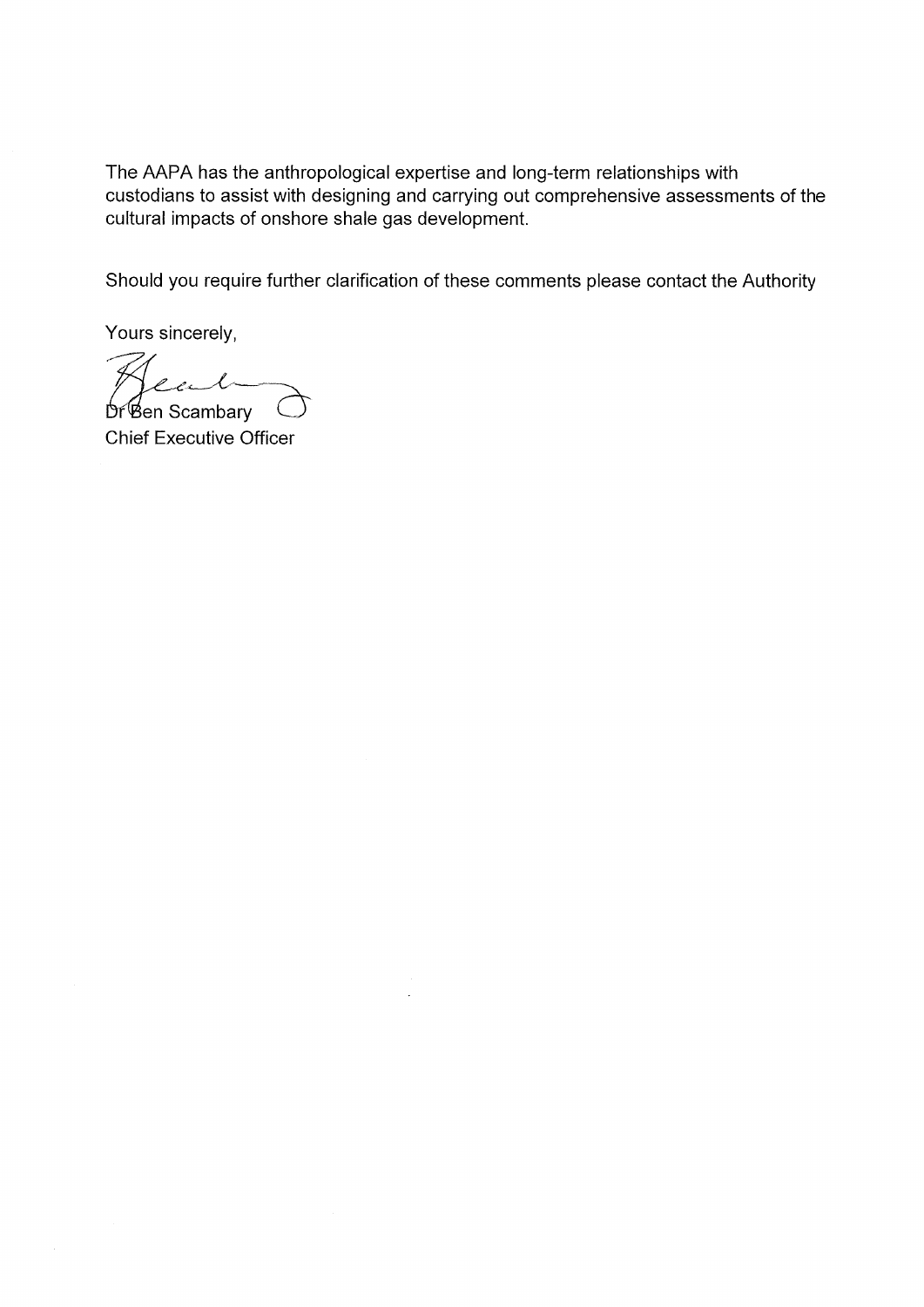The AAPA has the anthropological expertise and long-term relationships with custodians to assist with designing and carrying out comprehensive assessments of the cultural impacts of onshore shale gas development.

Should you require further clarification of these comments please contact the Authority

Yours sincerely,

Dr Ben Scambary
Chief Executive Officer